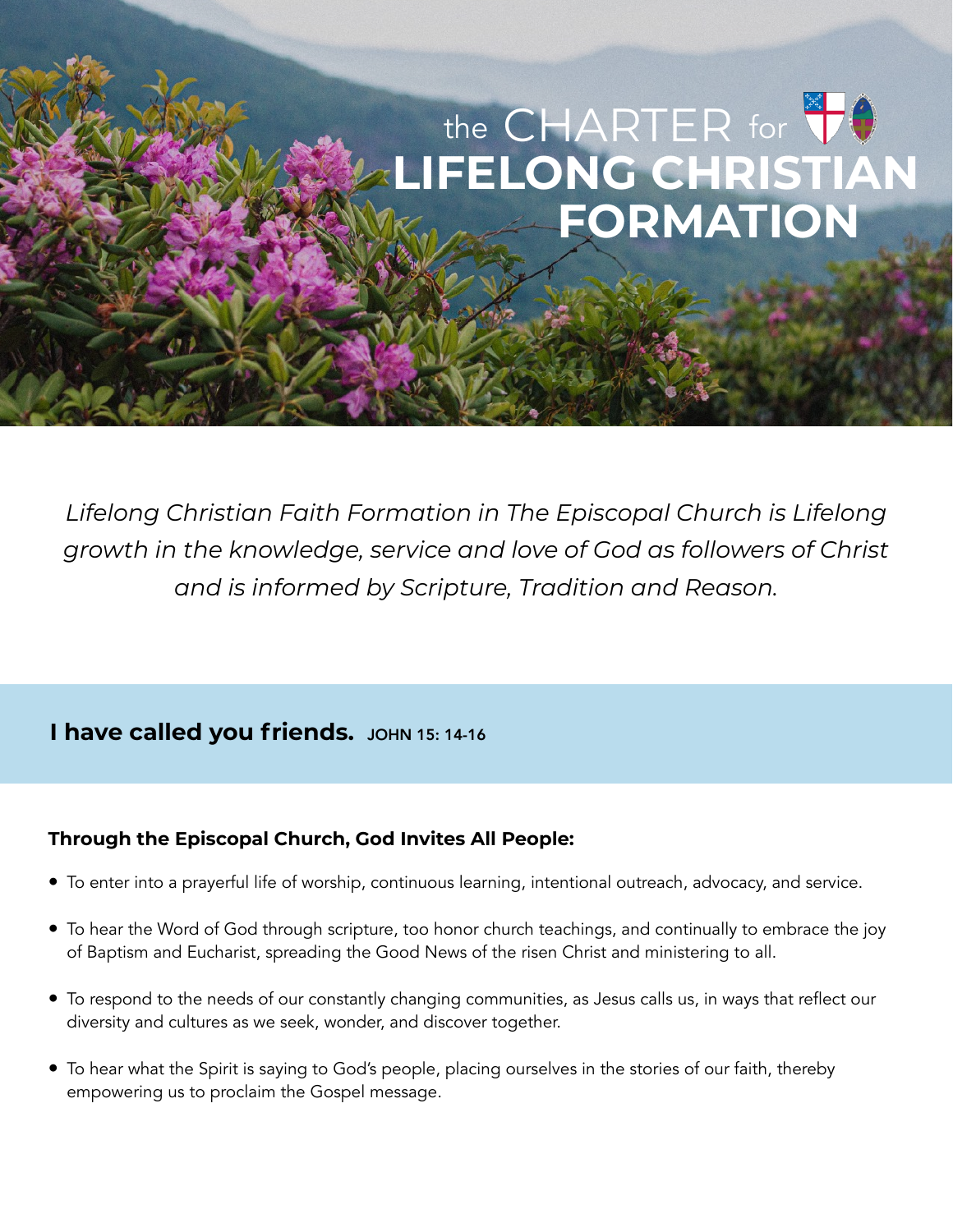# the CHARTER for LIFELONG CHRISTIAN FORMATION

*Lifelong Christian Faith Formation in The Episcopal Church is Lifelong growth in the knowledge, service and love of God as followers of Christ and is informed by Scripture, Tradition and Reason.*

## I have called you friends. JOHN 15: 14-16

**Through the Episcopal Church, God Invites All People:**

- To enter into a prayerful life of worship, continuous learning, intentional outreach, advocacy, and service.
- To hear the Word of God through scripture, too honor church teachings, and continually to embrace the joy of Baptism and Eucharist, spreading the Good News of the risen Christ and ministering to all.
- To respond to the needs of our constantly changing communities, as Jesus calls us, in ways that reflect our diversity and cultures as we seek, wonder, and discover together.
- To hear what the Spirit is saying to God's people, placing ourselves in the stories of our faith, thereby empowering us to proclaim the Gospel message.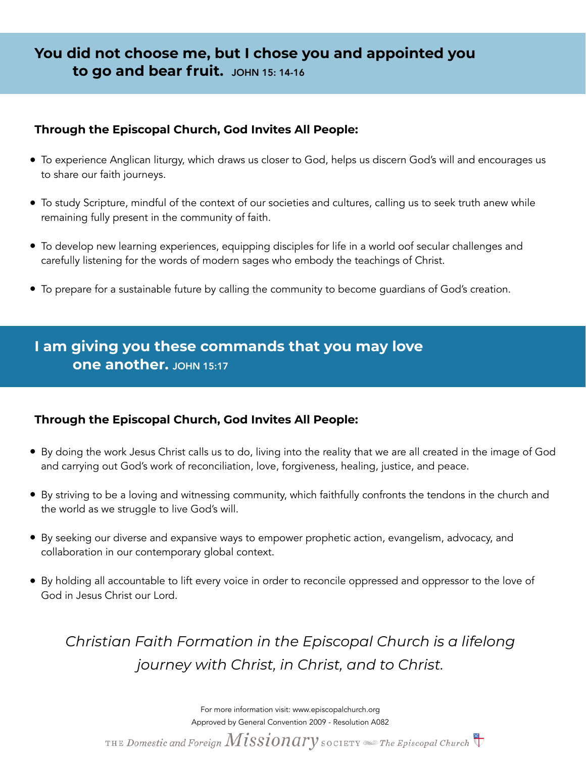## You did not choose me, but I chose you and appointed you to go and bear fruit. JOHN 15: 14-16

**Through the Episcopal Church, God Invites All People:**

- To experience Anglican liturgy, which draws us closer to God, helps us discern God's will and encourages us to share our faith journeys.
- To study Scripture, mindful of the context of our societies and cultures, calling us to seek truth anew while remaining fully present in the community of faith.
- To develop new learning experiences, equipping disciples for life in a world oof secular challenges and carefully listening for the words of modern sages who embody the teachings of Christ.
- To prepare for a sustainable future by calling the community to become guardians of God's creation.

## I am giving you these commands that you may love one another. JOHN 15:17

**Through the Episcopal Church, God Invites All People:**

- By doing the work Jesus Christ calls us to do, living into the reality that we are all created in the image of God and carrying out God's work of reconciliation, love, forgiveness, healing, justice, and peace.
- By striving to be a loving and witnessing community, which faithfully confronts the tendons in the church and the world as we struggle to live God's will.
- By seeking our diverse and expansive ways to empower prophetic action, evangelism, advocacy, and collaboration in our contemporary global context.
- By holding all accountable to lift every voice in order to reconcile oppressed and oppressor to the love of God in Jesus Christ our Lord.

*Christian Faith Formation in the Episcopal Church is a lifelong journey with Christ, in Christ, and to Christ.*

For more information visit: www.episcopalchurch.org

Approved by General Convention 2009 - Resolution A082

THE *Domestic and Foreign* Missionary SOCIETY *The Episcopal Church*